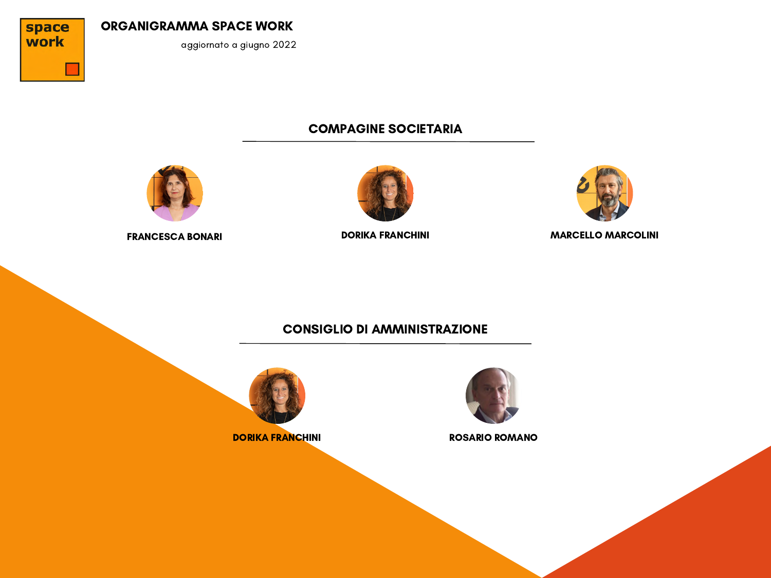space work

# ORGANIGRAMMA SPACE WORK

aggiornato a giugno 2022

## COMPAGINE SOCIETARIA

**FRANCESCA BONARI**

**DORIKA FRANCHINI**

**MARCELLO MARCOLINI**

## CONSIGLIO DI AMMINISTRAZIONE

**DORIKA FRANCHINI**

**ROSARIO ROMANO**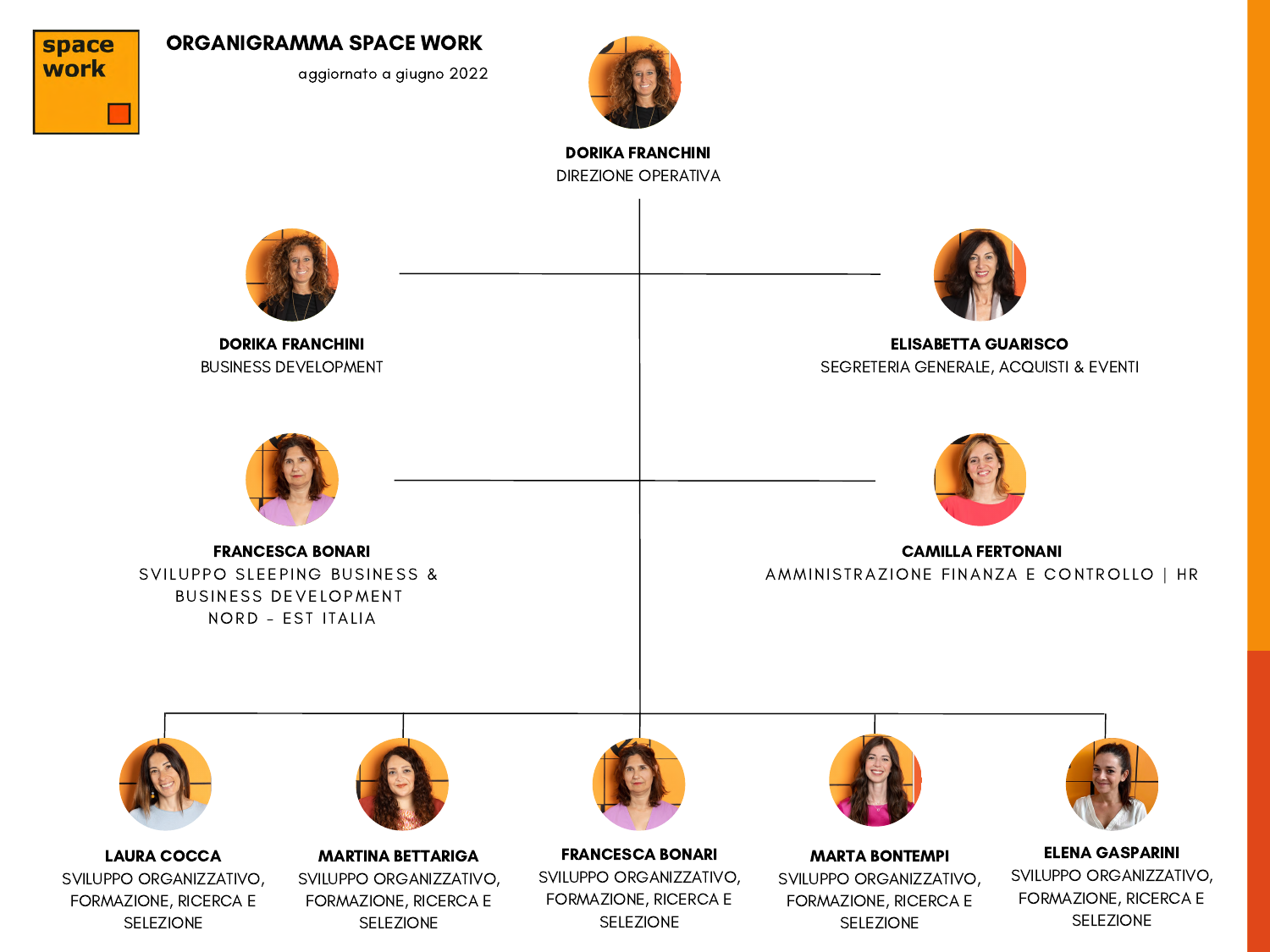space work

# ORGANIGRAMMA SPACE WORK

aggiornato a giugno 2022

**DORIKA FRANCHINI**
DIREZIONE OPERATIVA

**DORIKA FRANCHINI**
BUSINESS DEVELOPMENT

**ELISABETTA GUARISCO**
SEGRETERIA GENERALE, ACQUISTI & EVENTI

**FRANCESCA BONARI**
SVILUPPO SLEEPING BUSINESS & BUSINESS DEVELOPMENT NORD - EST ITALIA

**CAMILLA FERTONANI**
AMMINISTRAZIONE FINANZA E CONTROLLO | HR

**LAURA COCCA**
SVILUPPO ORGANIZZATIVO, FORMAZIONE, RICERCA E SELEZIONE

**MARTINA BETTARIGA**
SVILUPPO ORGANIZZATIVO, FORMAZIONE, RICERCA E SELEZIONE

**FRANCESCA BONARI**
SVILUPPO ORGANIZZATIVO, FORMAZIONE, RICERCA E SELEZIONE

**MARTA BONTEMPI**
SVILUPPO ORGANIZZATIVO, FORMAZIONE, RICERCA E SELEZIONE

**ELENA GASPARINI**
SVILUPPO ORGANIZZATIVO, FORMAZIONE, RICERCA E SELEZIONE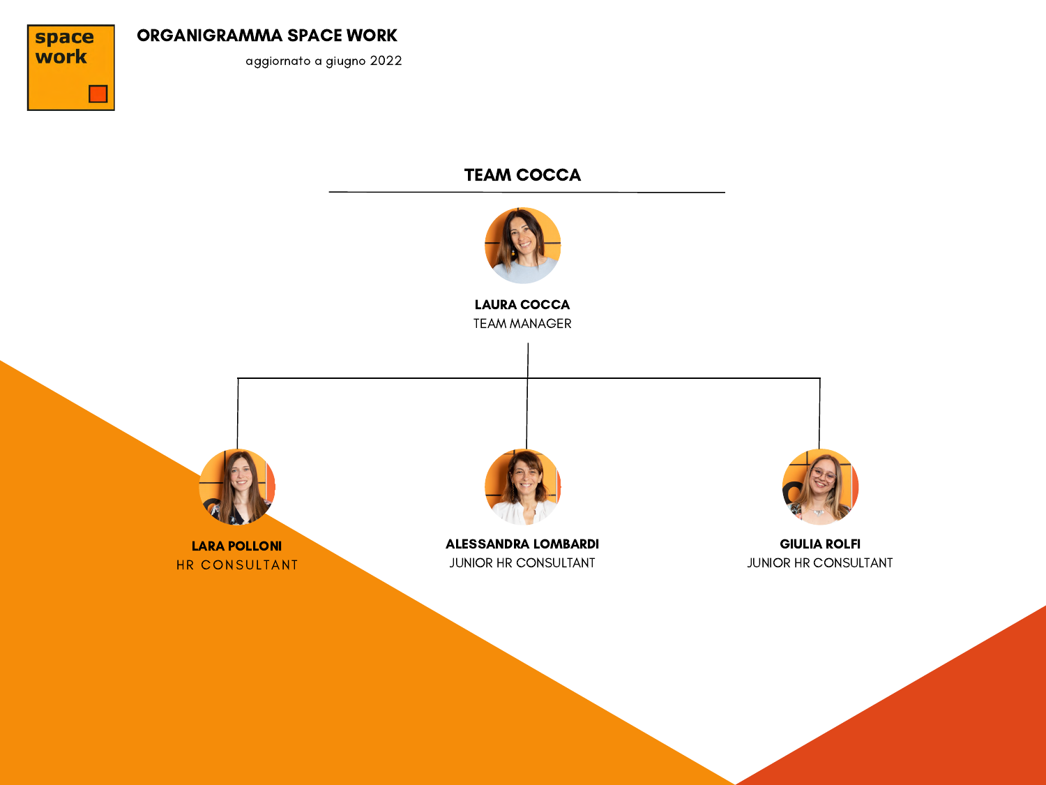space work

# ORGANIGRAMMA SPACE WORK

aggiornato a giugno 2022

## TEAM COCCA

**LAURA COCCA**
TEAM MANAGER

**LARA POLLONI**
HR CONSULTANT

**ALESSANDRA LOMBARDI**
JUNIOR HR CONSULTANT

**GIULIA ROLFI**
JUNIOR HR CONSULTANT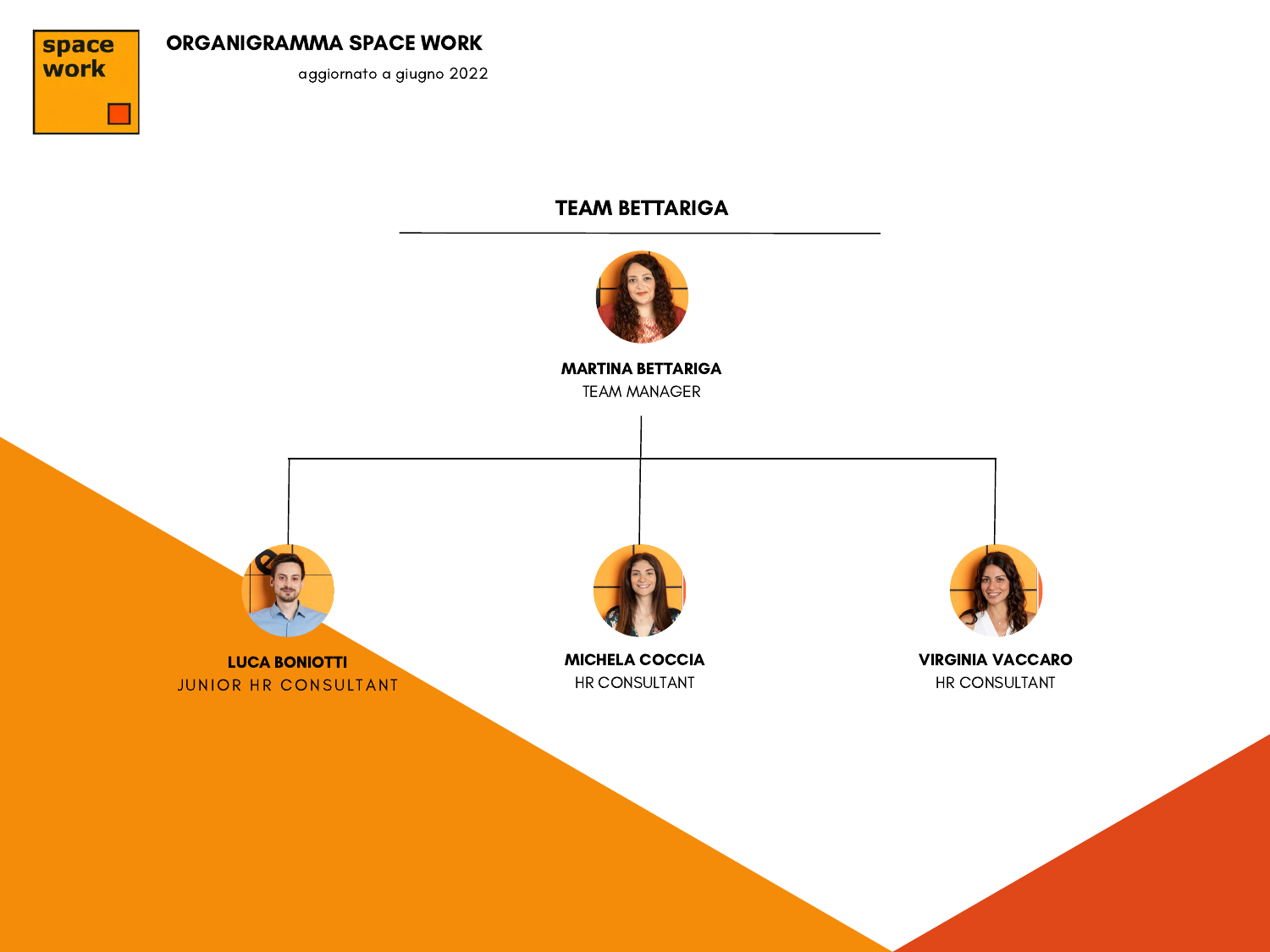# ORGANIGRAMMA SPACE WORK

aggiornato a giugno 2022

## TEAM BETTARIGA

**MARTINA BETTARIGA**
TEAM MANAGER

**LUCA BONIOTTI**
JUNIOR HR CONSULTANT

**MICHELA COCCIA**
HR CONSULTANT

**VIRGINIA VACCARO**
HR CONSULTANT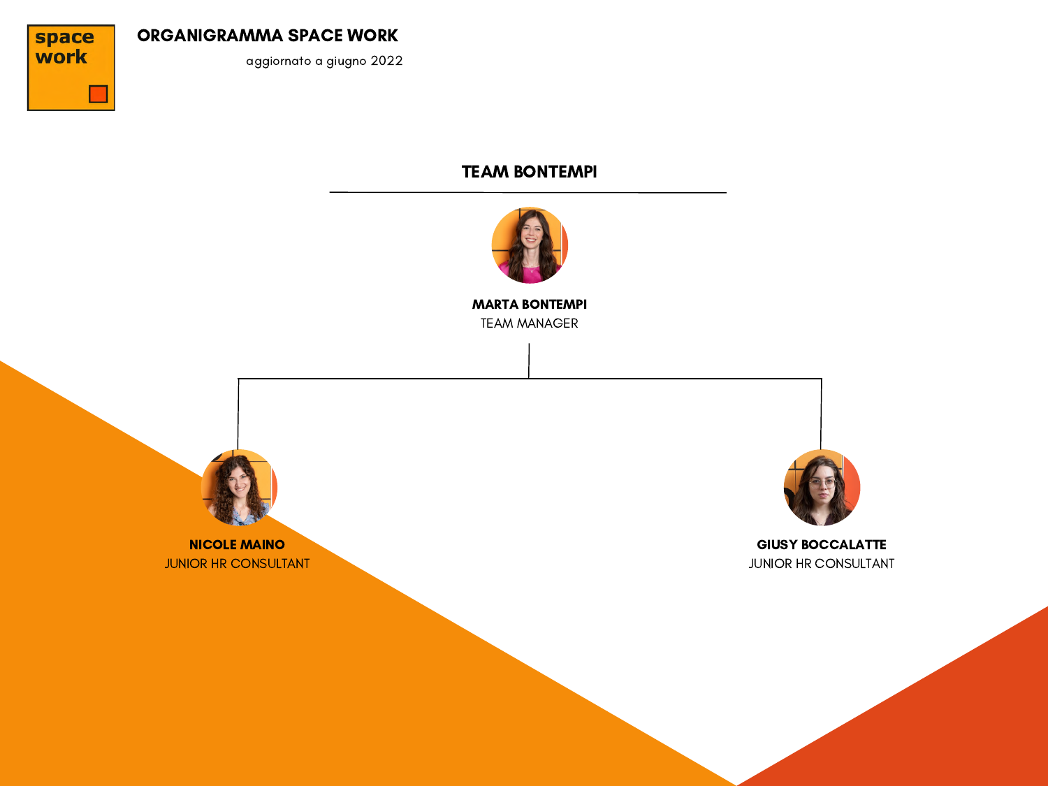space work

# ORGANIGRAMMA SPACE WORK

aggiornato a giugno 2022

## TEAM BONTEMPI

**MARTA BONTEMPI**
TEAM MANAGER

**NICOLE MAINO**
JUNIOR HR CONSULTANT

**GIUSY BOCCALATTE**
JUNIOR HR CONSULTANT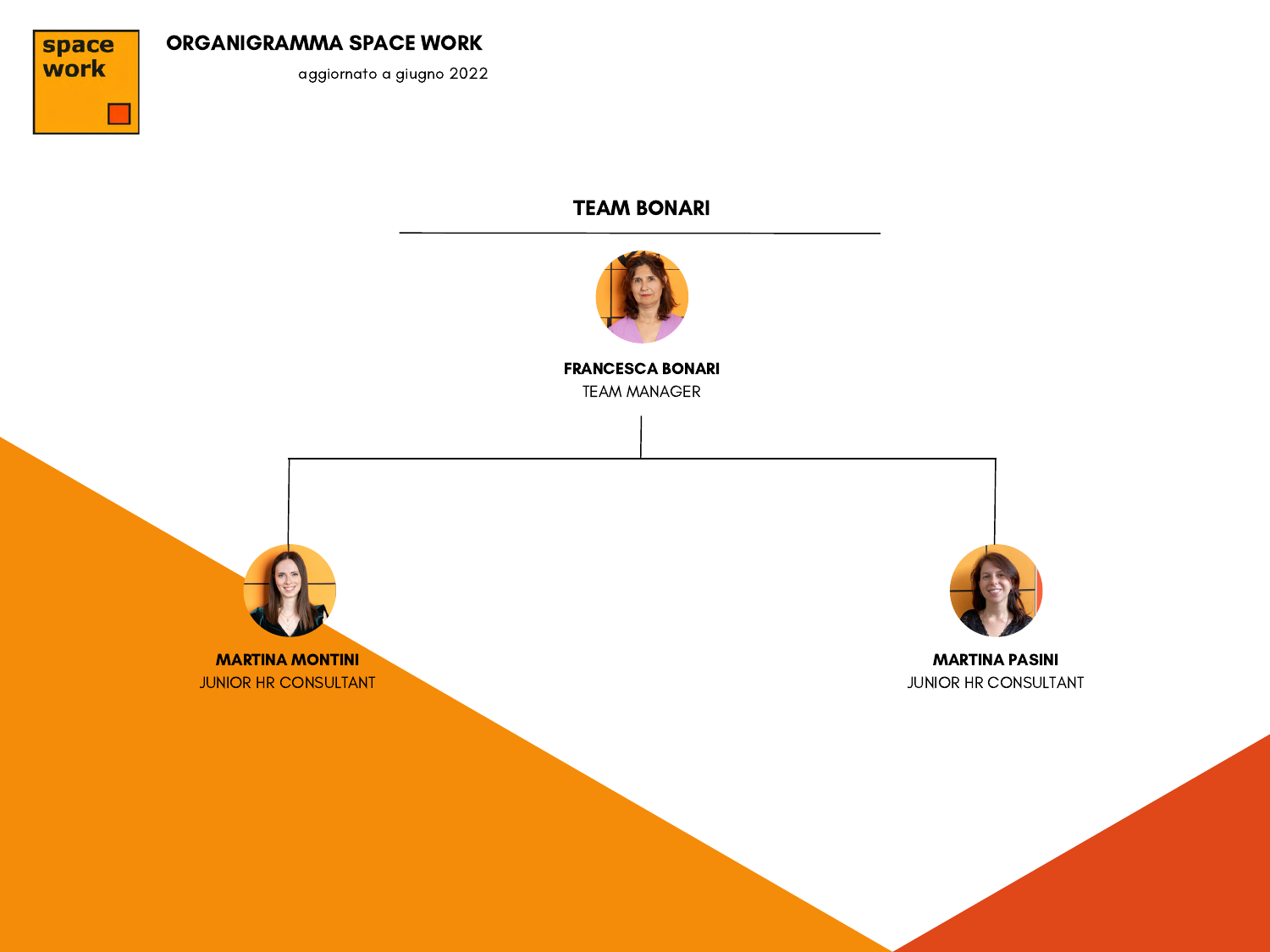# ORGANIGRAMMA SPACE WORK

aggiornato a giugno 2022

## TEAM BONARI

**FRANCESCA BONARI**
TEAM MANAGER

**MARTINA MONTINI**
JUNIOR HR CONSULTANT

**MARTINA PASINI**
JUNIOR HR CONSULTANT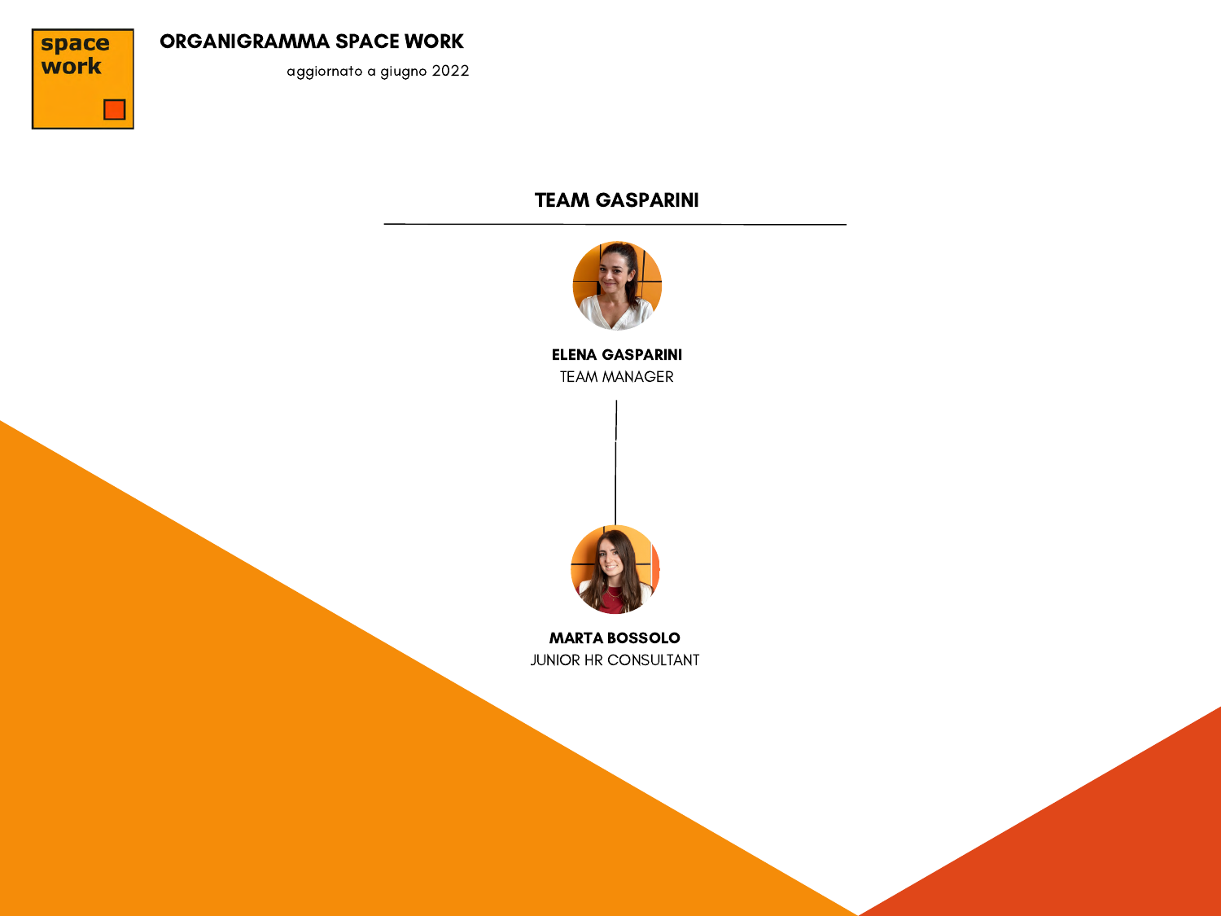space work

# ORGANIGRAMMA SPACE WORK

aggiornato a giugno 2022

## TEAM GASPARINI

**ELENA GASPARINI**
TEAM MANAGER

**MARTA BOSSOLO**
JUNIOR HR CONSULTANT